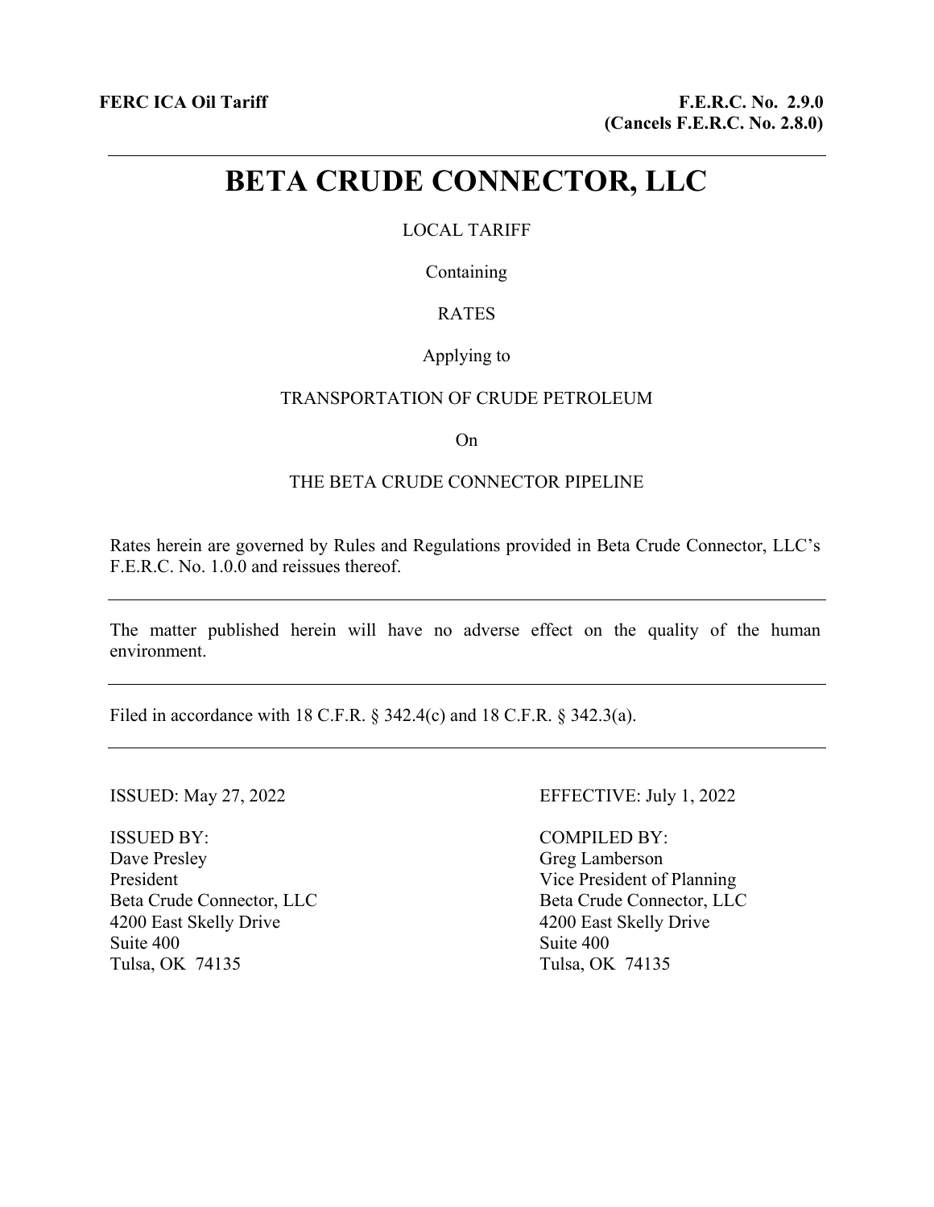**FERC ICA Oil Tariff**

**F.E.R.C. No. 2.9.0**
**(Cancels F.E.R.C. No. 2.8.0)**

---

# BETA CRUDE CONNECTOR, LLC

LOCAL TARIFF

Containing

RATES

Applying to

TRANSPORTATION OF CRUDE PETROLEUM

On

THE BETA CRUDE CONNECTOR PIPELINE

Rates herein are governed by Rules and Regulations provided in Beta Crude Connector, LLC's F.E.R.C. No. 1.0.0 and reissues thereof.

---

The matter published herein will have no adverse effect on the quality of the human environment.

---

Filed in accordance with 18 C.F.R. § 342.4(c) and 18 C.F.R. § 342.3(a).

---

ISSUED: May 27, 2022

EFFECTIVE: July 1, 2022

ISSUED BY:
Dave Presley
President
Beta Crude Connector, LLC
4200 East Skelly Drive
Suite 400
Tulsa, OK 74135

COMPILED BY:
Greg Lamberson
Vice President of Planning
Beta Crude Connector, LLC
4200 East Skelly Drive
Suite 400
Tulsa, OK 74135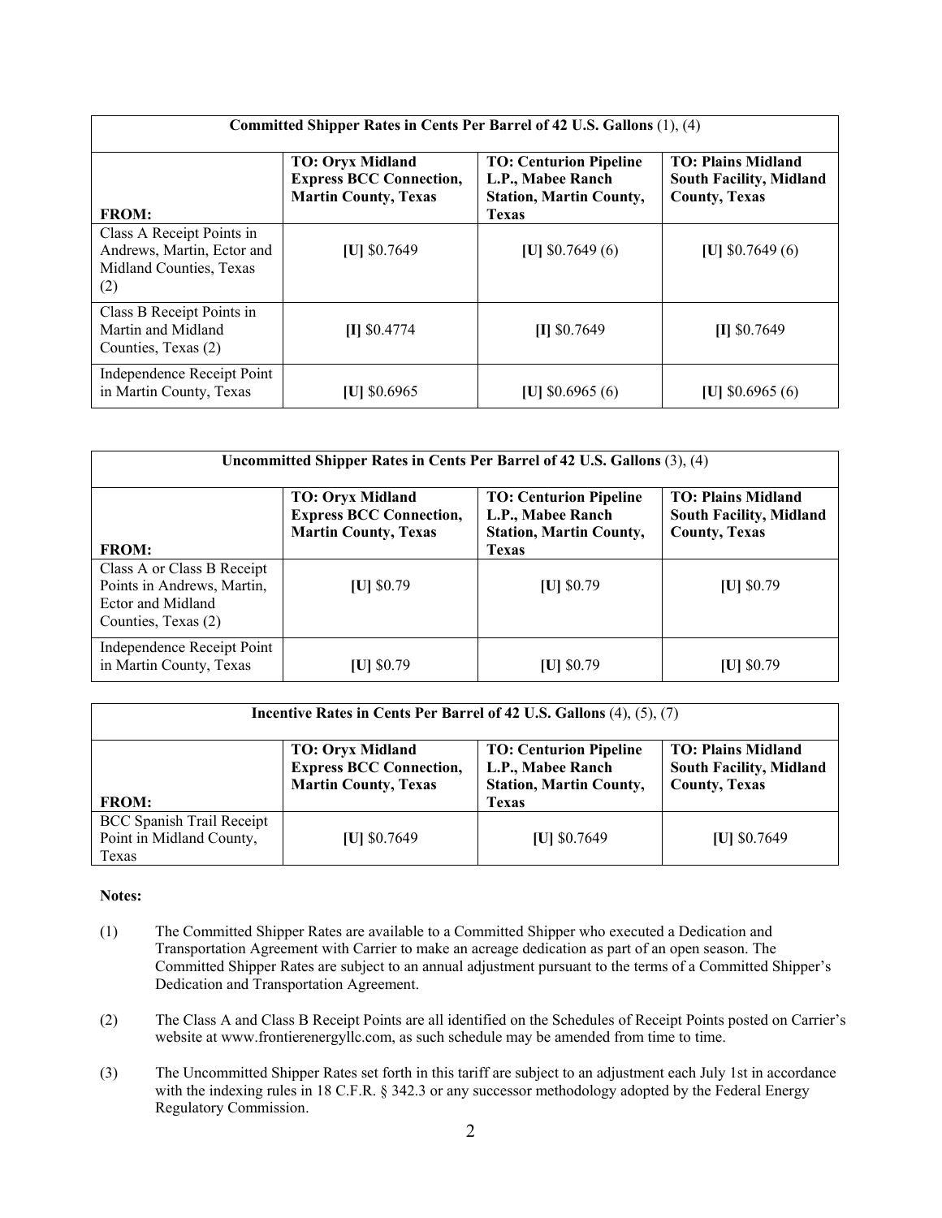| **Committed Shipper Rates in Cents Per Barrel of 42 U.S. Gallons** (1), (4) | | | |
|---|---|---|---|
| **FROM:** | **TO: Oryx Midland Express BCC Connection, Martin County, Texas** | **TO: Centurion Pipeline L.P., Mabee Ranch Station, Martin County, Texas** | **TO: Plains Midland South Facility, Midland County, Texas** |
| Class A Receipt Points in Andrews, Martin, Ector and Midland Counties, Texas (2) | **[U]** $0.7649 | **[U]** $0.7649 (6) | **[U]** $0.7649 (6) |
| Class B Receipt Points in Martin and Midland Counties, Texas (2) | **[I]** $0.4774 | **[I]** $0.7649 | **[I]** $0.7649 |
| Independence Receipt Point in Martin County, Texas | **[U]** $0.6965 | **[U]** $0.6965 (6) | **[U]** $0.6965 (6) |

| **Uncommitted Shipper Rates in Cents Per Barrel of 42 U.S. Gallons** (3), (4) | | | |
|---|---|---|---|
| **FROM:** | **TO: Oryx Midland Express BCC Connection, Martin County, Texas** | **TO: Centurion Pipeline L.P., Mabee Ranch Station, Martin County, Texas** | **TO: Plains Midland South Facility, Midland County, Texas** |
| Class A or Class B Receipt Points in Andrews, Martin, Ector and Midland Counties, Texas (2) | **[U]** $0.79 | **[U]** $0.79 | **[U]** $0.79 |
| Independence Receipt Point in Martin County, Texas | **[U]** $0.79 | **[U]** $0.79 | **[U]** $0.79 |

| **Incentive Rates in Cents Per Barrel of 42 U.S. Gallons** (4), (5), (7) | | | |
|---|---|---|---|
| **FROM:** | **TO: Oryx Midland Express BCC Connection, Martin County, Texas** | **TO: Centurion Pipeline L.P., Mabee Ranch Station, Martin County, Texas** | **TO: Plains Midland South Facility, Midland County, Texas** |
| BCC Spanish Trail Receipt Point in Midland County, Texas | **[U]** $0.7649 | **[U]** $0.7649 | **[U]** $0.7649 |

**Notes:**

(1) The Committed Shipper Rates are available to a Committed Shipper who executed a Dedication and Transportation Agreement with Carrier to make an acreage dedication as part of an open season. The Committed Shipper Rates are subject to an annual adjustment pursuant to the terms of a Committed Shipper's Dedication and Transportation Agreement.

(2) The Class A and Class B Receipt Points are all identified on the Schedules of Receipt Points posted on Carrier's website at www.frontierenergyllc.com, as such schedule may be amended from time to time.

(3) The Uncommitted Shipper Rates set forth in this tariff are subject to an adjustment each July 1st in accordance with the indexing rules in 18 C.F.R. § 342.3 or any successor methodology adopted by the Federal Energy Regulatory Commission.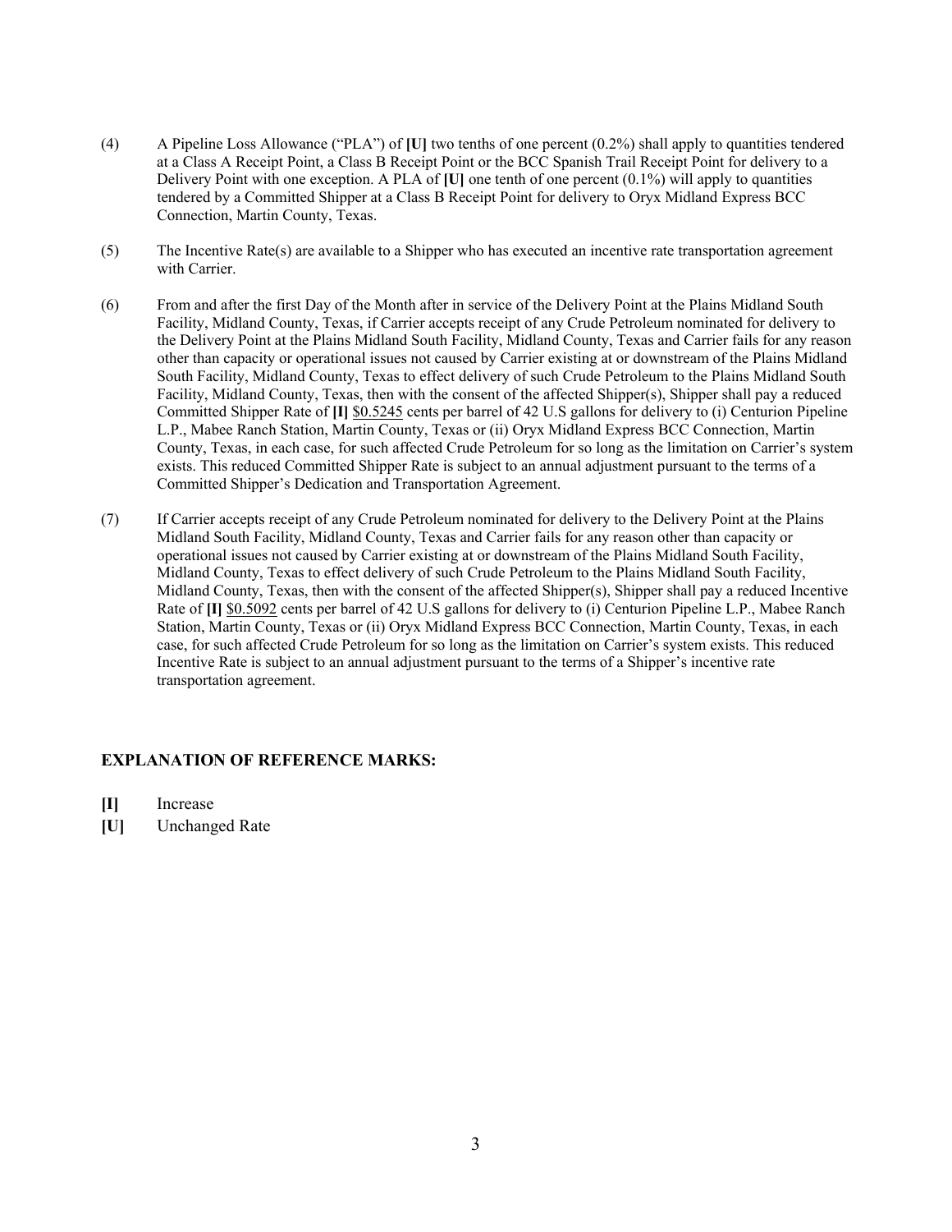(4) A Pipeline Loss Allowance ("PLA") of **[U]** two tenths of one percent (0.2%) shall apply to quantities tendered at a Class A Receipt Point, a Class B Receipt Point or the BCC Spanish Trail Receipt Point for delivery to a Delivery Point with one exception. A PLA of **[U]** one tenth of one percent (0.1%) will apply to quantities tendered by a Committed Shipper at a Class B Receipt Point for delivery to Oryx Midland Express BCC Connection, Martin County, Texas.

(5) The Incentive Rate(s) are available to a Shipper who has executed an incentive rate transportation agreement with Carrier.

(6) From and after the first Day of the Month after in service of the Delivery Point at the Plains Midland South Facility, Midland County, Texas, if Carrier accepts receipt of any Crude Petroleum nominated for delivery to the Delivery Point at the Plains Midland South Facility, Midland County, Texas and Carrier fails for any reason other than capacity or operational issues not caused by Carrier existing at or downstream of the Plains Midland South Facility, Midland County, Texas to effect delivery of such Crude Petroleum to the Plains Midland South Facility, Midland County, Texas, then with the consent of the affected Shipper(s), Shipper shall pay a reduced Committed Shipper Rate of **[I]** $0.5245 cents per barrel of 42 U.S gallons for delivery to (i) Centurion Pipeline L.P., Mabee Ranch Station, Martin County, Texas or (ii) Oryx Midland Express BCC Connection, Martin County, Texas, in each case, for such affected Crude Petroleum for so long as the limitation on Carrier's system exists. This reduced Committed Shipper Rate is subject to an annual adjustment pursuant to the terms of a Committed Shipper's Dedication and Transportation Agreement.

(7) If Carrier accepts receipt of any Crude Petroleum nominated for delivery to the Delivery Point at the Plains Midland South Facility, Midland County, Texas and Carrier fails for any reason other than capacity or operational issues not caused by Carrier existing at or downstream of the Plains Midland South Facility, Midland County, Texas to effect delivery of such Crude Petroleum to the Plains Midland South Facility, Midland County, Texas, then with the consent of the affected Shipper(s), Shipper shall pay a reduced Incentive Rate of **[I]** $0.5092 cents per barrel of 42 U.S gallons for delivery to (i) Centurion Pipeline L.P., Mabee Ranch Station, Martin County, Texas or (ii) Oryx Midland Express BCC Connection, Martin County, Texas, in each case, for such affected Crude Petroleum for so long as the limitation on Carrier's system exists. This reduced Incentive Rate is subject to an annual adjustment pursuant to the terms of a Shipper's incentive rate transportation agreement.

## EXPLANATION OF REFERENCE MARKS:

**[I]** Increase
**[U]** Unchanged Rate